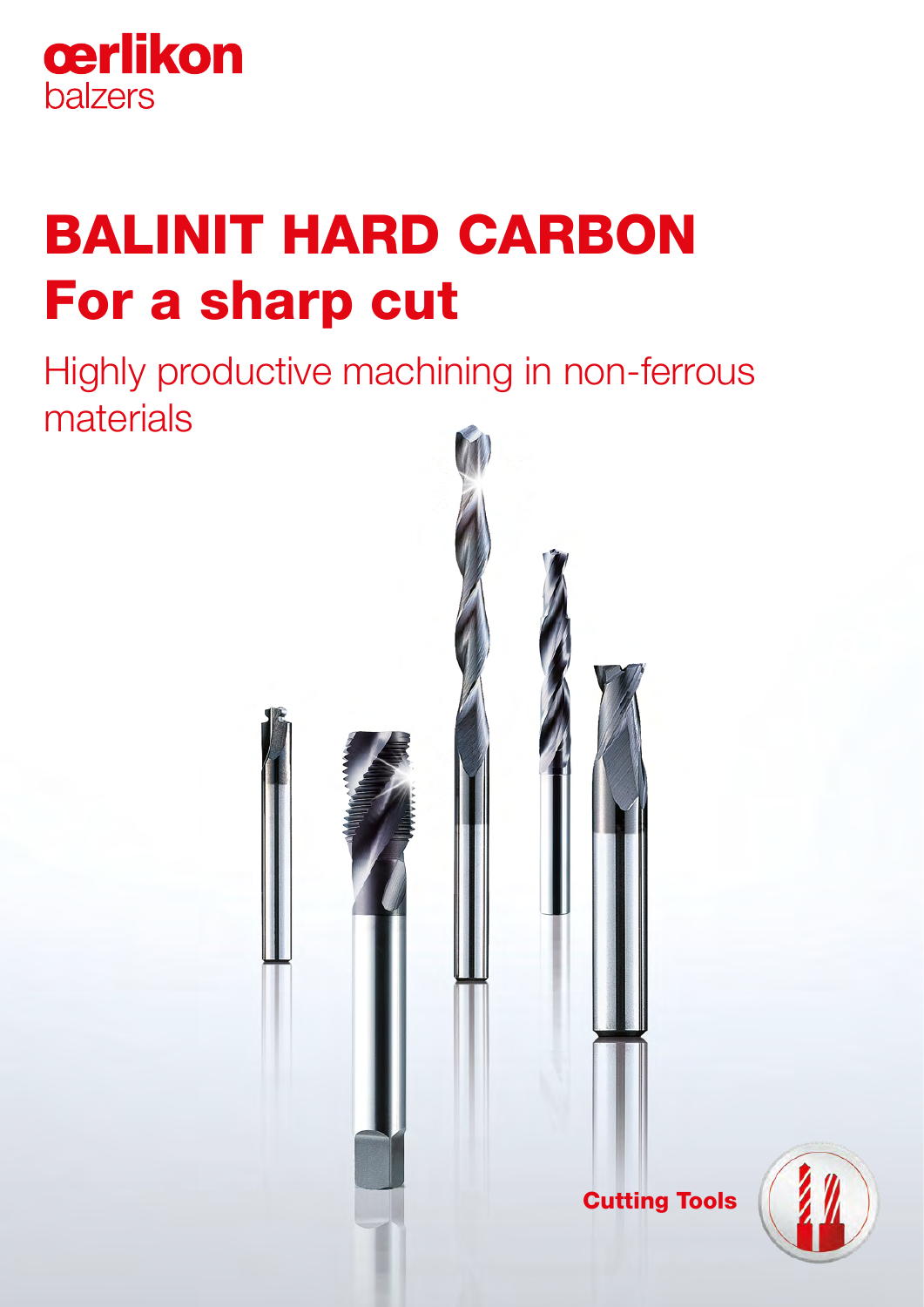oerlikon
balzers

# BALINIT HARD CARBON
# For a sharp cut

## Highly productive machining in non-ferrous materials

Cutting Tools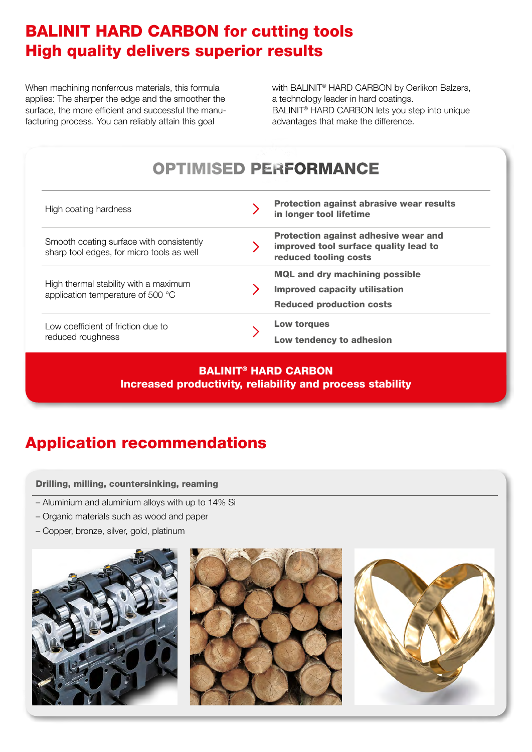# BALINIT HARD CARBON for cutting tools
# High quality delivers superior results

When machining nonferrous materials, this formula applies: The sharper the edge and the smoother the surface, the more efficient and successful the manufacturing process. You can reliably attain this goal with BALINIT® HARD CARBON by Oerlikon Balzers, a technology leader in hard coatings. BALINIT® HARD CARBON lets you step into unique advantages that make the difference.

## OPTIMISED PERFORMANCE

| Feature | Benefit |
|---|---|
| High coating hardness | **Protection against abrasive wear results in longer tool lifetime** |
| Smooth coating surface with consistently sharp tool edges, for micro tools as well | **Protection against adhesive wear and improved tool surface quality lead to reduced tooling costs** |
| High thermal stability with a maximum application temperature of 500 °C | **MQL and dry machining possible**<br>**Improved capacity utilisation**<br>**Reduced production costs** |
| Low coefficient of friction due to reduced roughness | **Low torques**<br>**Low tendency to adhesion** |

**BALINIT® HARD CARBON**
**Increased productivity, reliability and process stability**

## Application recommendations

**Drilling, milling, countersinking, reaming**

- Aluminium and aluminium alloys with up to 14% Si
- Organic materials such as wood and paper
- Copper, bronze, silver, gold, platinum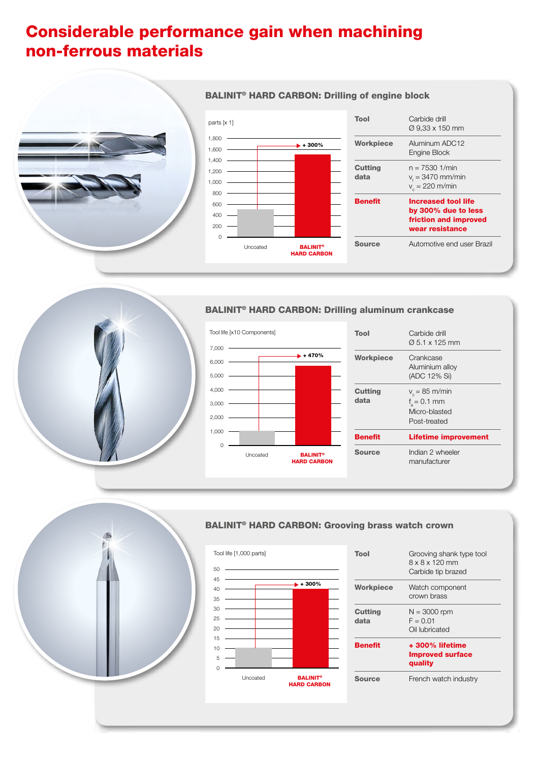# Considerable performance gain when machining non-ferrous materials

## BALINIT® HARD CARBON: Drilling of engine block

parts [x 1]

| | Uncoated | BALINIT® HARD CARBON |
|---|---|---|
| parts | ~500 | ~1,500 (+ 300%) |

| | |
|---|---|
| **Tool** | Carbide drill<br>Ø 9,33 x 150 mm |
| **Workpiece** | Aluminum ADC12<br>Engine Block |
| **Cutting data** | n = 7530 1/min<br>$v_f$ = 3470 mm/min<br>$v_c$ = 220 m/min |
| **Benefit** | **Increased tool life by 300% due to less friction and improved wear resistance** |
| **Source** | Automotive end user Brazil |

## BALINIT® HARD CARBON: Drilling aluminum crankcase

Tool life [x10 Components]

| | Uncoated | BALINIT® HARD CARBON |
|---|---|---|
| Tool life | ~1,000 | ~5,700 (+ 470%) |

| | |
|---|---|
| **Tool** | Carbide drill<br>Ø 5.1 x 125 mm |
| **Workpiece** | Crankcase<br>Aluminium alloy<br>(ADC 12% Si) |
| **Cutting data** | $v_c$ = 85 m/min<br>$f_a$ = 0.1 mm<br>Micro-blasted<br>Post-treated |
| **Benefit** | **Lifetime improvement** |
| **Source** | Indian 2 wheeler manufacturer |

## BALINIT® HARD CARBON: Grooving brass watch crown

Tool life [1,000 parts]

| | Uncoated | BALINIT® HARD CARBON |
|---|---|---|
| Tool life | ~10 | ~40 (+ 300%) |

| | |
|---|---|
| **Tool** | Grooving shank type tool<br>8 x 8 x 120 mm<br>Carbide tip brazed |
| **Workpiece** | Watch component<br>crown brass |
| **Cutting data** | N = 3000 rpm<br>F = 0.01<br>Oil lubricated |
| **Benefit** | **+ 300% lifetime**<br>**Improved surface quality** |
| **Source** | French watch industry |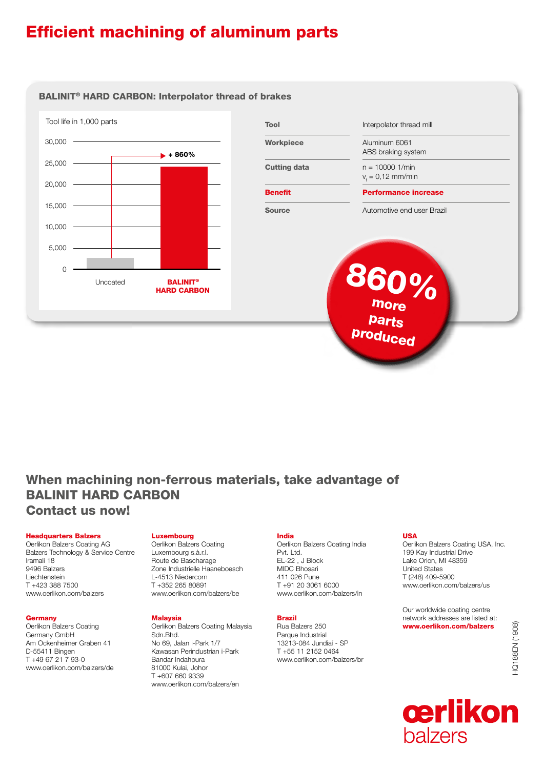# Efficient machining of aluminum parts

## BALINIT® HARD CARBON: Interpolator thread of brakes

Tool life in 1,000 parts

30,000
25,000
20,000
15,000
10,000
5,000
0

+ 860%

Uncoated

BALINIT® HARD CARBON

| | |
|---|---|
| **Tool** | Interpolator thread mill |
| **Workpiece** | Aluminum 6061<br>ABS braking system |
| **Cutting data** | n = 10000 1/min<br>$v_f$ = 0,12 mm/min |
| **Benefit** | **Performance increase** |
| **Source** | Automotive end user Brazil |

**860% more parts produced**

## When machining non-ferrous materials, take advantage of BALINIT HARD CARBON
## Contact us now!

**Headquarters Balzers**
Oerlikon Balzers Coating AG
Balzers Technology & Service Centre
Iramali 18
9496 Balzers
Liechtenstein
T +423 388 7500
www.oerlikon.com/balzers

**Germany**
Oerlikon Balzers Coating
Germany GmbH
Am Ockenheimer Graben 41
D-55411 Bingen
T +49 67 21 7 93-0
www.oerlikon.com/balzers/de

**Luxembourg**
Oerlikon Balzers Coating
Luxembourg s.à.r.l.
Route de Bascharage
Zone Industrielle Haaneboesch
L-4513 Niedercorn
T +352 265 80891
www.oerlikon.com/balzers/be

**Malaysia**
Oerlikon Balzers Coating Malaysia
Sdn.Bhd.
No 69, Jalan i-Park 1/7
Kawasan Perindustrian i-Park
Bandar Indahpura
81000 Kulai, Johor
T +607 660 9339
www.oerlikon.com/balzers/en

**India**
Oerlikon Balzers Coating India
Pvt. Ltd.
EL-22 , J Block
MIDC Bhosari
411 026 Pune
T +91 20 3061 6000
www.oerlikon.com/balzers/in

**Brazil**
Rua Balzers 250
Parque Industrial
13213-084 Jundiaí - SP
T +55 11 2152 0464
www.oerlikon.com/balzers/br

**USA**
Oerlikon Balzers Coating USA, Inc.
199 Kay Industrial Drive
Lake Orion, MI 48359
United States
T (248) 409-5900
www.oerlikon.com/balzers/us

Our worldwide coating centre network addresses are listed at:
**www.oerlikon.com/balzers**

HQ188EN (1908)

oerlikon balzers